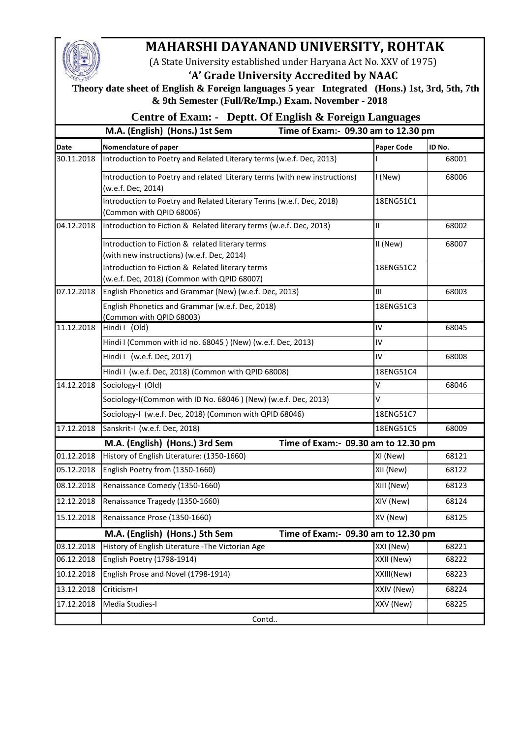# MAHARSHI DAYANAND UNIVERSITY, ROHTAK

(A State University established under Haryana Act No. XXV of 1975)

**'A' Grade University Accredited by NAAC**

**Theory date sheet of English & Foreign languages 5 year Integrated (Hons.) 1st, 3rd, 5th, 7th & 9th Semester (Full/Re/Imp.) Exam. November - 2018**

**Centre of Exam: - Deptt. Of English & Foreign Languages**

| Date | Nomenclature of paper | Paper Code | ID No. |
|---|---|---|---|
| | **M.A. (English) (Hons.) 1st Sem** — **Time of Exam:- 09.30 am to 12.30 pm** | | |
| 30.11.2018 | Introduction to Poetry and Related Literary terms (w.e.f. Dec, 2013) | I | 68001 |
| | Introduction to Poetry and related Literary terms (with new instructions) (w.e.f. Dec, 2014) | I (New) | 68006 |
| | Introduction to Poetry and Related Literary Terms (w.e.f. Dec, 2018) (Common with QPID 68006) | 18ENG51C1 | |
| 04.12.2018 | Introduction to Fiction & Related literary terms (w.e.f. Dec, 2013) | II | 68002 |
| | Introduction to Fiction & related literary terms (with new instructions) (w.e.f. Dec, 2014) | II (New) | 68007 |
| | Introduction to Fiction & Related literary terms (w.e.f. Dec, 2018) (Common with QPID 68007) | 18ENG51C2 | |
| 07.12.2018 | English Phonetics and Grammar (New) (w.e.f. Dec, 2013) | III | 68003 |
| | English Phonetics and Grammar (w.e.f. Dec, 2018) (Common with QPID 68003) | 18ENG51C3 | |
| 11.12.2018 | Hindi I (Old) | IV | 68045 |
| | Hindi I (Common with id no. 68045 ) (New) (w.e.f. Dec, 2013) | IV | |
| | Hindi I (w.e.f. Dec, 2017) | IV | 68008 |
| | Hindi I (w.e.f. Dec, 2018) (Common with QPID 68008) | 18ENG51C4 | |
| 14.12.2018 | Sociology-I (Old) | V | 68046 |
| | Sociology-I(Common with ID No. 68046 ) (New) (w.e.f. Dec, 2013) | V | |
| | Sociology-I (w.e.f. Dec, 2018) (Common with QPID 68046) | 18ENG51C7 | |
| 17.12.2018 | Sanskrit-I (w.e.f. Dec, 2018) | 18ENG51C5 | 68009 |
| | **M.A. (English) (Hons.) 3rd Sem** — **Time of Exam:- 09.30 am to 12.30 pm** | | |
| 01.12.2018 | History of English Literature: (1350-1660) | XI (New) | 68121 |
| 05.12.2018 | English Poetry from (1350-1660) | XII (New) | 68122 |
| 08.12.2018 | Renaissance Comedy (1350-1660) | XIII (New) | 68123 |
| 12.12.2018 | Renaissance Tragedy (1350-1660) | XIV (New) | 68124 |
| 15.12.2018 | Renaissance Prose (1350-1660) | XV (New) | 68125 |
| | **M.A. (English) (Hons.) 5th Sem** — **Time of Exam:- 09.30 am to 12.30 pm** | | |
| 03.12.2018 | History of English Literature -The Victorian Age | XXI (New) | 68221 |
| 06.12.2018 | English Poetry (1798-1914) | XXII (New) | 68222 |
| 10.12.2018 | English Prose and Novel (1798-1914) | XXIII(New) | 68223 |
| 13.12.2018 | Criticism-I | XXIV (New) | 68224 |
| 17.12.2018 | Media Studies-I | XXV (New) | 68225 |
| | Contd.. | | |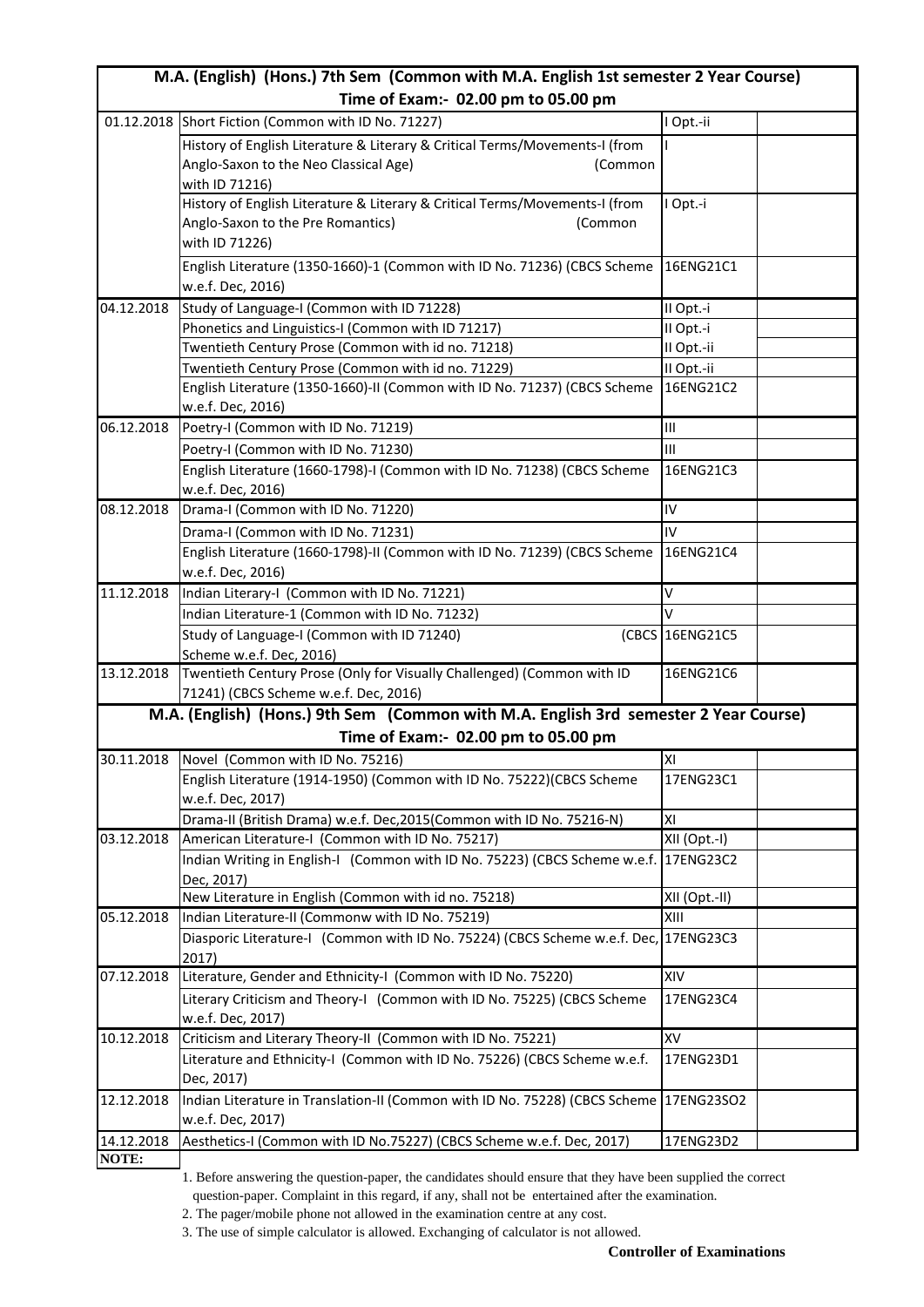| | | | |
|---|---|---|---|
| **M.A. (English) (Hons.) 7th Sem (Common with M.A. English 1st semester 2 Year Course)** | | | |
| **Time of Exam:- 02.00 pm to 05.00 pm** | | | |
| 01.12.2018 | Short Fiction (Common with ID No. 71227) | I Opt.-ii | |
| | History of English Literature & Literary & Critical Terms/Movements-I (from Anglo-Saxon to the Neo Classical Age) (Common with ID 71216) | I | |
| | History of English Literature & Literary & Critical Terms/Movements-I (from Anglo-Saxon to the Pre Romantics) (Common with ID 71226) | I Opt.-i | |
| | English Literature (1350-1660)-1 (Common with ID No. 71236) (CBCS Scheme w.e.f. Dec, 2016) | 16ENG21C1 | |
| 04.12.2018 | Study of Language-I (Common with ID 71228) | II Opt.-i | |
| | Phonetics and Linguistics-I (Common with ID 71217) | II Opt.-i | |
| | Twentieth Century Prose (Common with id no. 71218) | II Opt.-ii | |
| | Twentieth Century Prose (Common with id no. 71229) | II Opt.-ii | |
| | English Literature (1350-1660)-II (Common with ID No. 71237) (CBCS Scheme w.e.f. Dec, 2016) | 16ENG21C2 | |
| 06.12.2018 | Poetry-I (Common with ID No. 71219) | III | |
| | Poetry-I (Common with ID No. 71230) | III | |
| | English Literature (1660-1798)-I (Common with ID No. 71238) (CBCS Scheme w.e.f. Dec, 2016) | 16ENG21C3 | |
| 08.12.2018 | Drama-I (Common with ID No. 71220) | IV | |
| | Drama-I (Common with ID No. 71231) | IV | |
| | English Literature (1660-1798)-II (Common with ID No. 71239) (CBCS Scheme w.e.f. Dec, 2016) | 16ENG21C4 | |
| 11.12.2018 | Indian Literary-I (Common with ID No. 71221) | V | |
| | Indian Literature-1 (Common with ID No. 71232) | V | |
| | Study of Language-I (Common with ID 71240) (CBCS Scheme w.e.f. Dec, 2016) | 16ENG21C5 | |
| 13.12.2018 | Twentieth Century Prose (Only for Visually Challenged) (Common with ID 71241) (CBCS Scheme w.e.f. Dec, 2016) | 16ENG21C6 | |
| **M.A. (English) (Hons.) 9th Sem (Common with M.A. English 3rd semester 2 Year Course)** | | | |
| **Time of Exam:- 02.00 pm to 05.00 pm** | | | |
| 30.11.2018 | Novel (Common with ID No. 75216) | XI | |
| | English Literature (1914-1950) (Common with ID No. 75222)(CBCS Scheme w.e.f. Dec, 2017) | 17ENG23C1 | |
| | Drama-II (British Drama) w.e.f. Dec,2015(Common with ID No. 75216-N) | XI | |
| 03.12.2018 | American Literature-I (Common with ID No. 75217) | XII (Opt.-I) | |
| | Indian Writing in English-I (Common with ID No. 75223) (CBCS Scheme w.e.f. Dec, 2017) | 17ENG23C2 | |
| | New Literature in English (Common with id no. 75218) | XII (Opt.-II) | |
| 05.12.2018 | Indian Literature-II (Commonw with ID No. 75219) | XIII | |
| | Diasporic Literature-I (Common with ID No. 75224) (CBCS Scheme w.e.f. Dec, 2017) | 17ENG23C3 | |
| 07.12.2018 | Literature, Gender and Ethnicity-I (Common with ID No. 75220) | XIV | |
| | Literary Criticism and Theory-I (Common with ID No. 75225) (CBCS Scheme w.e.f. Dec, 2017) | 17ENG23C4 | |
| 10.12.2018 | Criticism and Literary Theory-II (Common with ID No. 75221) | XV | |
| | Literature and Ethnicity-I (Common with ID No. 75226) (CBCS Scheme w.e.f. Dec, 2017) | 17ENG23D1 | |
| 12.12.2018 | Indian Literature in Translation-II (Common with ID No. 75228) (CBCS Scheme w.e.f. Dec, 2017) | 17ENG23SO2 | |
| 14.12.2018 | Aesthetics-I (Common with ID No.75227) (CBCS Scheme w.e.f. Dec, 2017) | 17ENG23D2 | |

**NOTE:**

1. Before answering the question-paper, the candidates should ensure that they have been supplied the correct question-paper. Complaint in this regard, if any, shall not be entertained after the examination.
2. The pager/mobile phone not allowed in the examination centre at any cost.
3. The use of simple calculator is allowed. Exchanging of calculator is not allowed.

**Controller of Examinations**